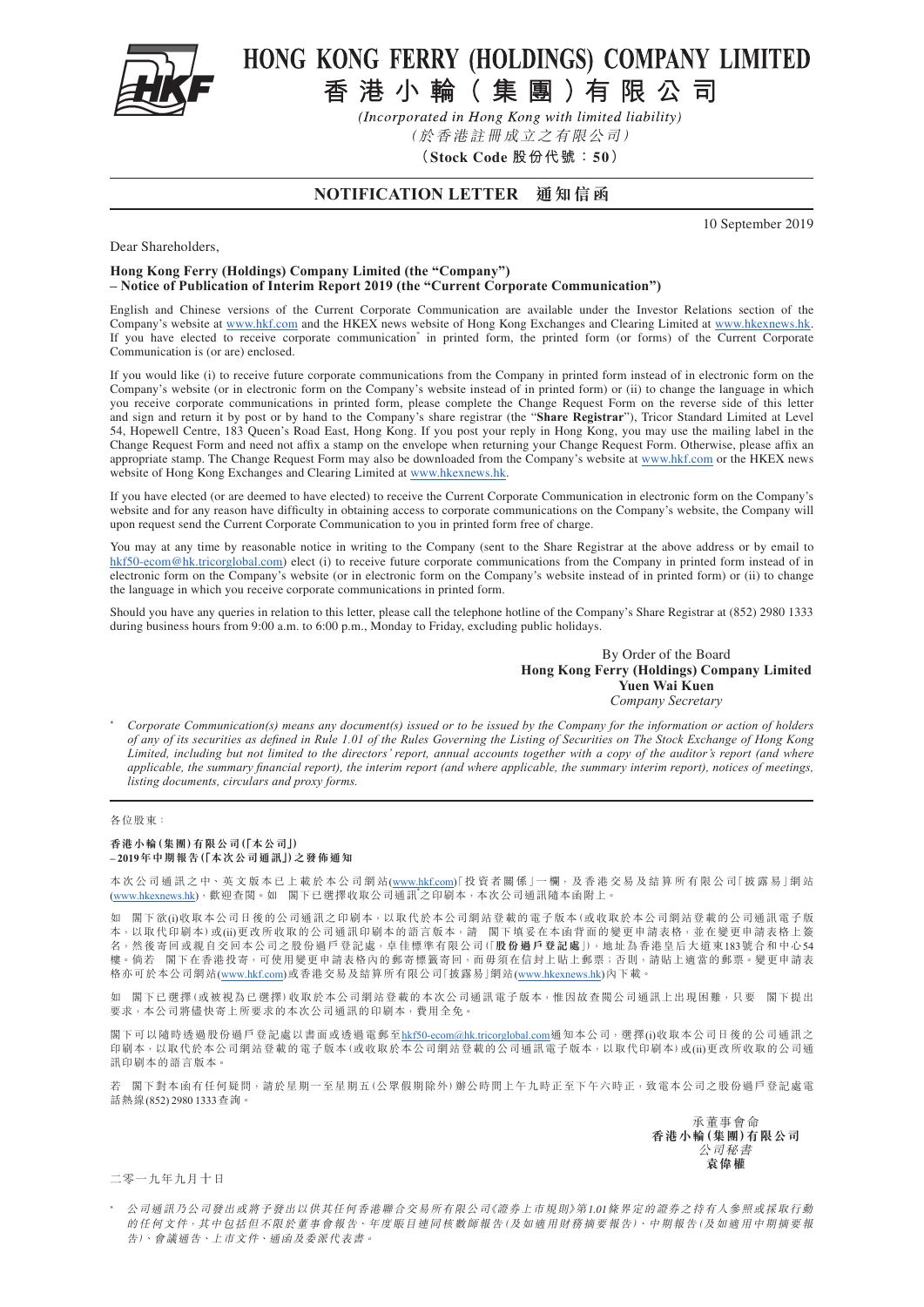# HONG KONG FERRY (HOLDINGS) COMPANY LIMITED

# 香港小輪（集團）有限公司

*(Incorporated in Hong Kong with limited liability)*

*（於香港註冊成立之有限公司）*

**(Stock Code 股份代號：50)**

## NOTIFICATION LETTER 通知信函

10 September 2019

Dear Shareholders,

**Hong Kong Ferry (Holdings) Company Limited (the "Company")**
**– Notice of Publication of Interim Report 2019 (the "Current Corporate Communication")**

English and Chinese versions of the Current Corporate Communication are available under the Investor Relations section of the Company's website at www.hkf.com and the HKEX news website of Hong Kong Exchanges and Clearing Limited at www.hkexnews.hk. If you have elected to receive corporate communication* in printed form, the printed form (or forms) of the Current Corporate Communication is (or are) enclosed.

If you would like (i) to receive future corporate communications from the Company in printed form instead of in electronic form on the Company's website (or in electronic form on the Company's website instead of in printed form) or (ii) to change the language in which you receive corporate communications in printed form, please complete the Change Request Form on the reverse side of this letter and sign and return it by post or by hand to the Company's share registrar (the "**Share Registrar**"), Tricor Standard Limited at Level 54, Hopewell Centre, 183 Queen's Road East, Hong Kong. If you post your reply in Hong Kong, you may use the mailing label in the Change Request Form and need not affix a stamp on the envelope when returning your Change Request Form. Otherwise, please affix an appropriate stamp. The Change Request Form may also be downloaded from the Company's website at www.hkf.com or the HKEX news website of Hong Kong Exchanges and Clearing Limited at www.hkexnews.hk.

If you have elected (or are deemed to have elected) to receive the Current Corporate Communication in electronic form on the Company's website and for any reason have difficulty in obtaining access to corporate communications on the Company's website, the Company will upon request send the Current Corporate Communication to you in printed form free of charge.

You may at any time by reasonable notice in writing to the Company (sent to the Share Registrar at the above address or by email to hkf50-ecom@hk.tricorglobal.com) elect (i) to receive future corporate communications from the Company in printed form instead of in electronic form on the Company's website (or in electronic form on the Company's website instead of in printed form) or (ii) to change the language in which you receive corporate communications in printed form.

Should you have any queries in relation to this letter, please call the telephone hotline of the Company's Share Registrar at (852) 2980 1333 during business hours from 9:00 a.m. to 6:00 p.m., Monday to Friday, excluding public holidays.

By Order of the Board
**Hong Kong Ferry (Holdings) Company Limited**
**Yuen Wai Kuen**
*Company Secretary*

\* *Corporate Communication(s) means any document(s) issued or to be issued by the Company for the information or action of holders of any of its securities as defined in Rule 1.01 of the Rules Governing the Listing of Securities on The Stock Exchange of Hong Kong Limited, including but not limited to the directors' report, annual accounts together with a copy of the auditor's report (and where applicable, the summary financial report), the interim report (and where applicable, the summary interim report), notices of meetings, listing documents, circulars and proxy forms.*

---

各位股東：

**香港小輪(集團)有限公司(「本公司」)**
**–2019年中期報告(「本次公司通訊」)之發佈通知**

本次公司通訊之中、英文版本已上載於本公司網站(www.hkf.com)「投資者關係」一欄，及香港交易及結算所有限公司「披露易」網站(www.hkexnews.hk)，歡迎查閱。如 閣下已選擇收取公司通訊*之印刷本，本次公司通訊隨本函附上。

如 閣下欲(i)收取本公司日後的公司通訊之印刷本，以取代於本公司網站登載的電子版本(或收取於本公司網站登載的公司通訊電子版本，以取代印刷本)或(ii)更改所收取的公司通訊印刷本的語言版本，請 閣下填妥在本函背面的變更申請表格，並在變更申請表格上簽名，然後寄回或親自交回本公司之股份過戶登記處，卓佳標準有限公司(「**股份過戶登記處**」)，地址為香港皇后大道東183號合和中心54樓。倘若 閣下在香港投寄，可使用變更申請表格內的郵寄標籤寄回，而毋須在信封上貼上郵票；否則，請貼上適當的郵票。變更申請表格亦可於本公司網站(www.hkf.com)或香港交易及結算所有限公司「披露易」網站(www.hkexnews.hk)內下載。

如 閣下已選擇(或被視為已選擇)收取於本公司網站登載的本次公司通訊電子版本，惟因故查閱公司通訊上出現困難，只要 閣下提出要求，本公司將儘快寄上所要求的本次公司通訊的印刷本，費用全免。

閣下可以隨時透過股份過戶登記處以書面或透過電郵至hkf50-ecom@hk.tricorglobal.com通知本公司，選擇(i)收取本公司日後的公司通訊之印刷本，以取代於本公司網站登載的電子版本(或收取於本公司網站登載的公司通訊電子版本，以取代印刷本)或(ii)更改所收取的公司通訊印刷本的語言版本。

若 閣下對本函有任何疑問，請於星期一至星期五(公眾假期除外)辦公時間上午九時正至下午六時正，致電本公司之股份過戶登記處電話熱線(852) 2980 1333查詢。

承董事會命
**香港小輪(集團)有限公司**
*公司秘書*
**袁偉權**

二零一九年九月十日

\* *公司通訊乃公司發出或將予發出以供其任何香港聯合交易所有限公司《證券上市規則》第1.01條界定的證券之持有人參照或採取行動的任何文件，其中包括但不限於董事會報告、年度賬目連同核數師報告(及如適用財務摘要報告)、中期報告(及如適用中期摘要報告)、會議通告、上市文件、通函及委派代表書。*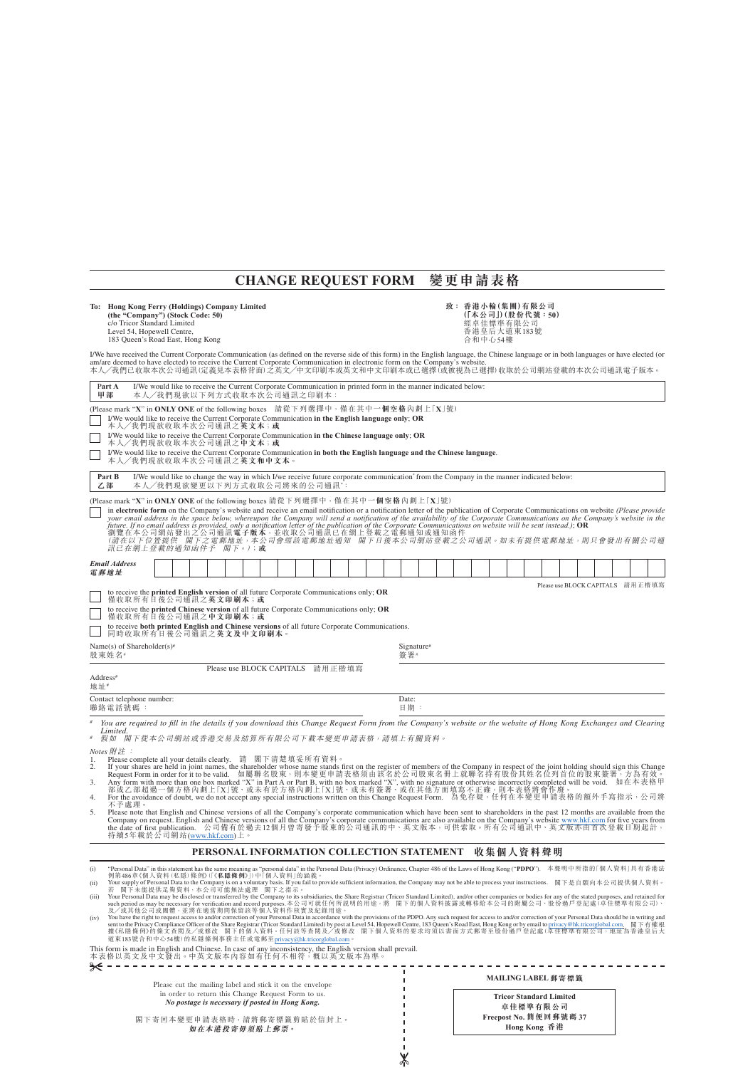# CHANGE REQUEST FORM 變更申請表格

**To: Hong Kong Ferry (Holdings) Company Limited**
**(the "Company") (Stock Code: 50)**
c/o Tricor Standard Limited
Level 54, Hopewell Centre,
183 Queen's Road East, Hong Kong

**致：香港小輪(集團)有限公司**
**(「本公司」)(股份代號：50)**
經卓佳標準有限公司
香港皇后大道東183號
合和中心54樓

I/We have received the Current Corporate Communication (as defined on the reverse side of this form) in the English language, the Chinese language or in both languages or have elected (or am/are deemed to have elected) to receive the Current Corporate Communication in electronic form on the Company's website.
本人／我們已收取本次公司通訊(定義見本表格背面)之英文／中文印刷本或英文和中文印刷本或已選擇(或被視為已選擇)收取於公司網站登載的本次公司通訊電子版本。

**Part A 甲部** I/We would like to receive the Current Corporate Communication in printed form in the manner indicated below:
本人／我們現欲以下列方式收取本次公司通訊之印刷本：

(Please mark "**X**" in **ONLY ONE** of the following boxes 請從下列選擇中，僅在其中一**個空格**內劃上「**X**」號)

☐ I/We would like to receive the Current Corporate Communication **in the English language only**; **OR**
本人／我們現欲收取本次公司通訊之**英文本**；**或**

☐ I/We would like to receive the Current Corporate Communication **in the Chinese language only**; **OR**
本人／我們現欲收取本次公司通訊之**中文本**；**或**

☐ I/We would like to receive the Current Corporate Communication **in both the English language and the Chinese language**.
本人／我們現欲收取本次公司通訊之**英文和中文本**。

**Part B 乙部** I/We would like to change the way in which I/we receive future corporate communication* from the Company in the manner indicated below:
本人／我們現欲變更以下列方式收取公司將來的公司通訊*：

(Please mark "**X**" in **ONLY ONE** of the following boxes 請從下列選擇中，僅在其中一**個空格**內劃上「**X**」號)

☐ in **electronic form** on the Company's website and receive an email notification or a notification letter of the publication of Corporate Communications on website *(Please provide your email address in the space below, whereupon the Company will send a notification of the availability of the Corporate Communications on the Company's website in the future. If no email address is provided, only a notification letter of the publication of the Corporate Communications on website will be sent instead.)*; **OR**
瀏覽在本公司網站發出之公司通訊**電子版本**，並收取公司通訊已在網上登載之電郵通知或通知函件
*(請在以下位置提供 閣下之電郵地址，本公司會經該電郵地址通知 閣下日後本公司網站登載之公司通訊。如未有提供電郵地址，則只會發出有關公司通訊已在網上登載的通知函件予 閣下。)*；**或**

***Email Address 電郵地址*** ______________________________

Please use BLOCK CAPITALS 請用正楷填寫

☐ to receive the **printed English version** of all future Corporate Communications only; **OR**
僅收取所有日後公司通訊之**英文印刷本**；**或**

☐ to receive the **printed Chinese version** of all future Corporate Communications only; **OR**
僅收取所有日後公司通訊之**中文印刷本**；**或**

☐ to receive **both printed English and Chinese versions** of all future Corporate Communications.
同時收取所有日後公司通訊之**英文及中文印刷本**。

Name(s) of Shareholder(s)# 股東姓名# ______________________ Signature# 簽署# ______________________

Please use BLOCK CAPITALS 請用正楷填寫

Address# 地址# ______________________

Contact telephone number: 聯絡電話號碼： ______________________ Date: 日期： ______________________

*# You are required to fill in the details if you download this Change Request Form from the Company's website or the website of Hong Kong Exchanges and Clearing Limited.*
*# 假如 閣下從本公司網站或香港交易及結算所有限公司下載本變更申請表格，請填上有關資料。*

*Notes 附註：*

1. Please complete all your details clearly. 請 閣下清楚填妥所有資料。
2. If your shares are held in joint names, the shareholder whose name stands first on the register of members of the Company in respect of the joint holding should sign this Change Request Form in order for it to be valid. 如屬聯名股東，則本變更申請表格須由該名於公司股東名冊上就聯名持有股份其姓名位列首位的股東簽署，方為有效。
3. Any form with more than one box marked "X" in Part A or Part B, with no box marked "X", with no signature or otherwise incorrectly completed will be void. 如在本表格甲部或乙部超過一個方格內劃上「X」號、或未有於方格內劃上「X」號、或未有簽署、或在其他方面填寫不正確，則本表格將會作廢。
4. For the avoidance of doubt, we do not accept any special instructions written on this Change Request Form. 為免存疑，任何在本變更申請表格的額外手寫指示，公司將不予處理。
5. Please note that English and Chinese versions of all the Company's corporate communication which have been sent to shareholders in the past 12 months are available from the Company on request. English and Chinese versions of all the Company's corporate communications are also available on the Company's website www.hkf.com for five years from the date of first publication. 公司備有於過去12個月曾寄發予股東的公司通訊的中、英文版本，可供索取。所有公司通訊中，英文版亦由首次登載日期起計，持續5年載於公司網站(www.hkf.com)上。

## PERSONAL INFORMATION COLLECTION STATEMENT 收集個人資料聲明

(i) "Personal Data" in this statement has the same meaning as "personal data" in the Personal Data (Privacy) Ordinance, Chapter 486 of the Laws of Hong Kong ("**PDPO**"). 本聲明中所指的「個人資料」具有香港法例第486章《個人資料(私隱)條例》(「《**私隱條例**》」)中「個人資料」的涵義。

(ii) Your supply of Personal Data to the Company is on a voluntary basis. If you fail to provide sufficient information, the Company may not be able to process your instructions. 閣下是自願向本公司提供個人資料。若 閣下未能提供足夠資料，本公司可能無法處理 閣下之指示。

(iii) Your Personal Data may be disclosed or transferred by the Company to its subsidiaries, the Share Registrar (Tricor Standard Limited), and/or other companies or bodies for any of the stated purposes, and retained for such period as may be necessary for verification and record purposes. 本公司可就任何所說明的用途，將 閣下的個人資料披露或轉移給本公司的附屬公司，股份過戶登記處(卓佳標準有限公司)，及／或其他公司或團體，並將在適當期間保留該等個人資料作核實及紀錄用途。

(iv) You have the right to request access to and/or correction of your Personal Data in accordance with the provisions of the PDPO. Any such request for access to and/or correction of your Personal Data should be in writing and sent to the Privacy Compliance Officer of the Share Registrar (Tricor Standard Limited) by post at Level 54, Hopewell Centre, 183 Queen's Road East, Hong Kong or by email to privacy@hk.tricorglobal.com. 閣下有權根據《私隱條例》的條文查閱及／或修改 閣下的個人資料，任何該等查閱及／或修改 閣下個人資料的要求均須以書面方式郵寄至股份過戶登記處(卓佳標準有限公司，地址為香港皇后大道東183號合和中心54樓)的私隱條例事務主任或電郵至privacy@hk.tricorglobal.com。

This form is made in English and Chinese. In case of any inconsistency, the English version shall prevail.
本表格以英文及中文發出。中英文版本內容如有任何不相符，概以英文版本為準。

Please cut the mailing label and stick it on the envelope in order to return this Change Request Form to us.
***No postage is necessary if posted in Hong Kong.***

閣下寄回本變更申請表格時，請將郵寄標籤剪貼於信封上。
***如在本港投寄毋須貼上郵票。***

**MAILING LABEL 郵寄標籤**

**Tricor Standard Limited**
**卓佳標準有限公司**
**Freepost No. 簡便回郵號碼 37**
**Hong Kong 香港**